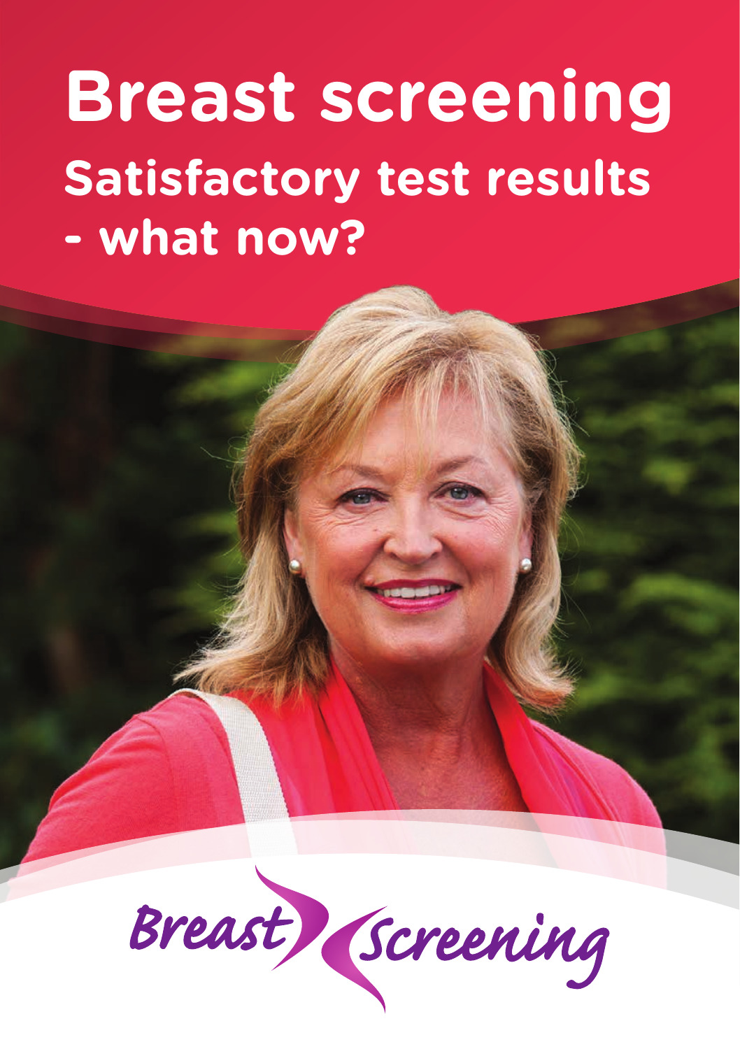# Breast screening

## Satisfactory test results - what now?

Breast Screening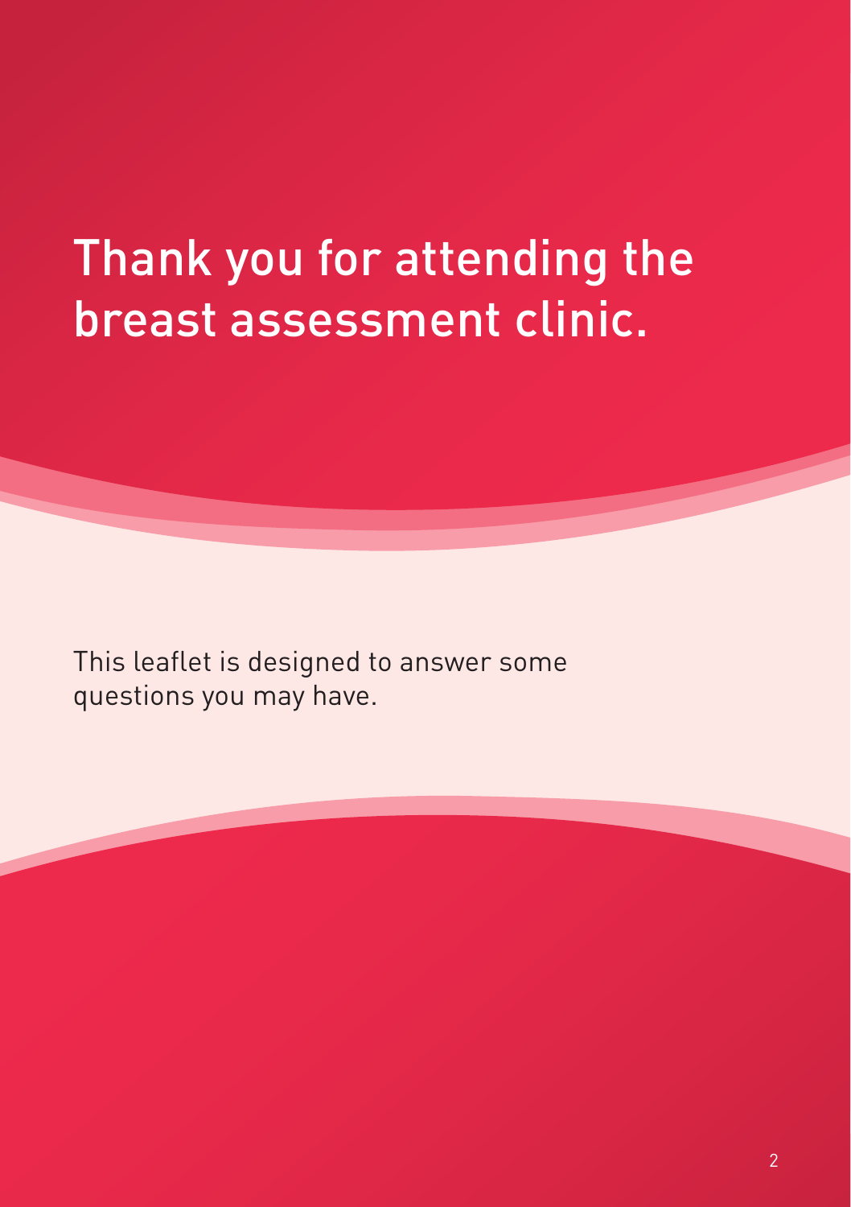# Thank you for attending the breast assessment clinic.

This leaflet is designed to answer some questions you may have.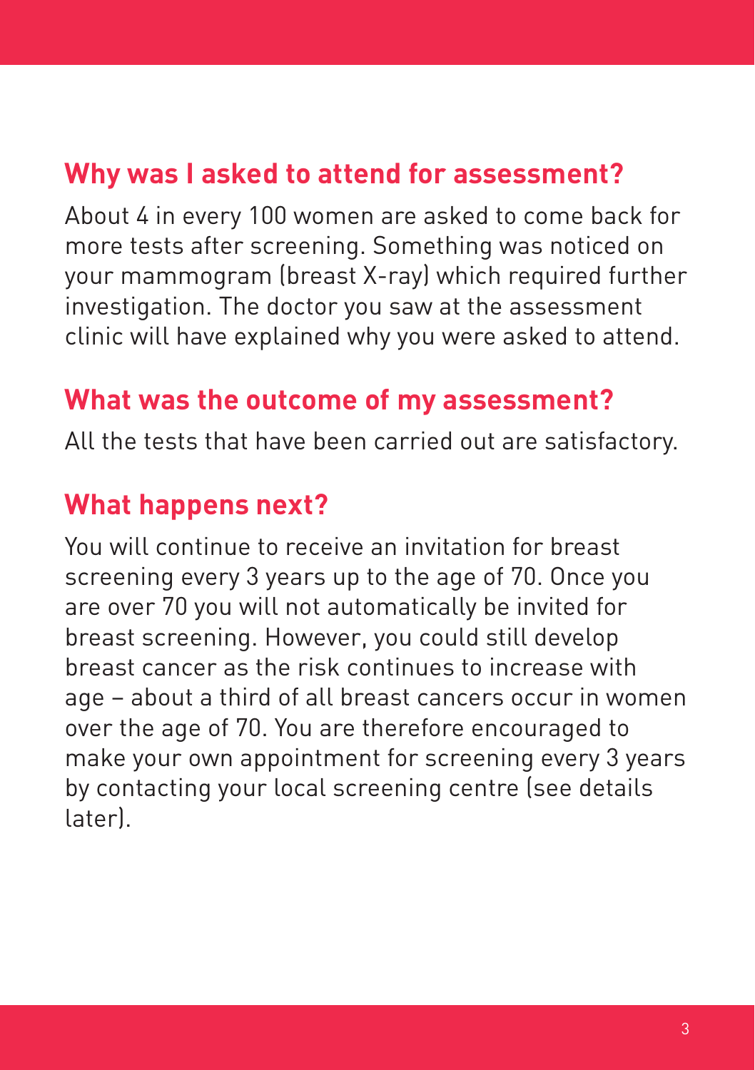## Why was I asked to attend for assessment?

About 4 in every 100 women are asked to come back for more tests after screening. Something was noticed on your mammogram (breast X-ray) which required further investigation. The doctor you saw at the assessment clinic will have explained why you were asked to attend.

## What was the outcome of my assessment?

All the tests that have been carried out are satisfactory.

## What happens next?

You will continue to receive an invitation for breast screening every 3 years up to the age of 70. Once you are over 70 you will not automatically be invited for breast screening. However, you could still develop breast cancer as the risk continues to increase with age – about a third of all breast cancers occur in women over the age of 70. You are therefore encouraged to make your own appointment for screening every 3 years by contacting your local screening centre (see details later).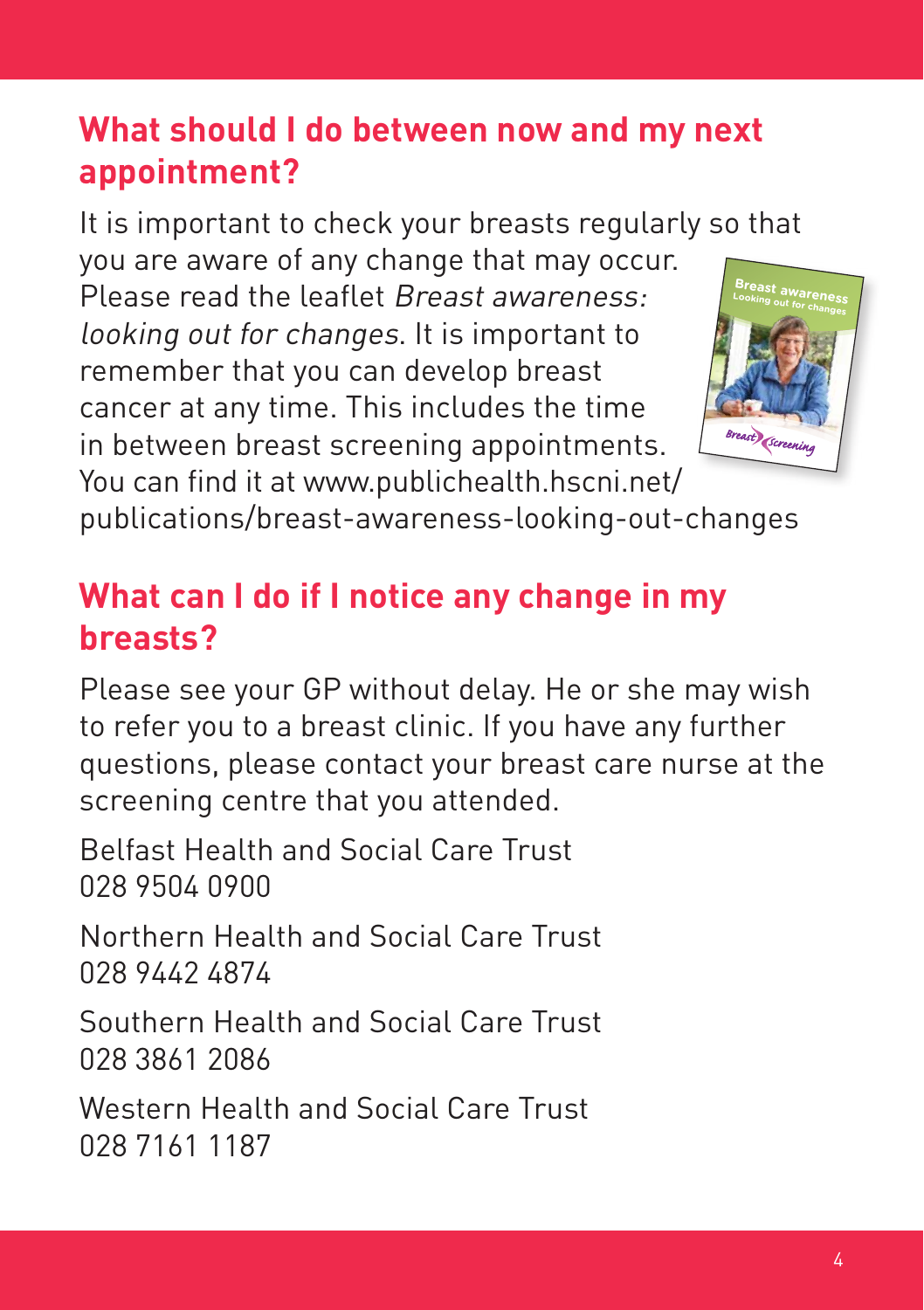## What should I do between now and my next appointment?

It is important to check your breasts regularly so that you are aware of any change that may occur. Please read the leaflet *Breast awareness: looking out for changes*. It is important to remember that you can develop breast cancer at any time. This includes the time in between breast screening appointments. You can find it at www.publichealth.hscni.net/publications/breast-awareness-looking-out-changes

## What can I do if I notice any change in my breasts?

Please see your GP without delay. He or she may wish to refer you to a breast clinic. If you have any further questions, please contact your breast care nurse at the screening centre that you attended.

Belfast Health and Social Care Trust
028 9504 0900

Northern Health and Social Care Trust
028 9442 4874

Southern Health and Social Care Trust
028 3861 2086

Western Health and Social Care Trust
028 7161 1187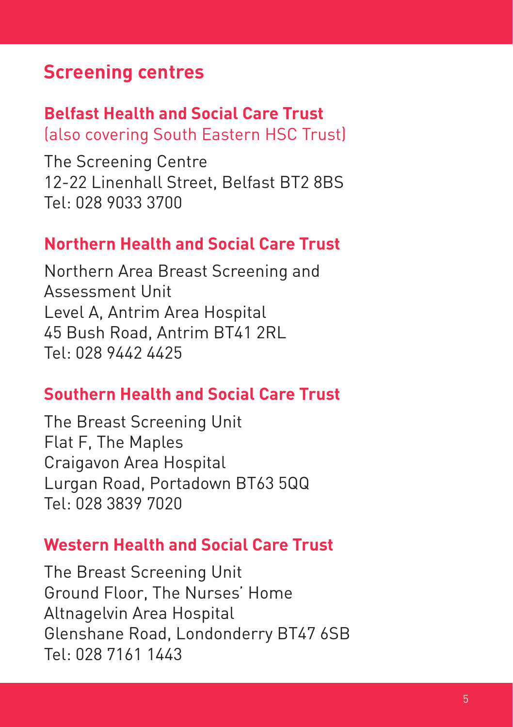## Screening centres

### Belfast Health and Social Care Trust

(also covering South Eastern HSC Trust)

The Screening Centre
12-22 Linenhall Street, Belfast BT2 8BS
Tel: 028 9033 3700

### Northern Health and Social Care Trust

Northern Area Breast Screening and Assessment Unit
Level A, Antrim Area Hospital
45 Bush Road, Antrim BT41 2RL
Tel: 028 9442 4425

### Southern Health and Social Care Trust

The Breast Screening Unit
Flat F, The Maples
Craigavon Area Hospital
Lurgan Road, Portadown BT63 5QQ
Tel: 028 3839 7020

### Western Health and Social Care Trust

The Breast Screening Unit
Ground Floor, The Nurses' Home
Altnagelvin Area Hospital
Glenshane Road, Londonderry BT47 6SB
Tel: 028 7161 1443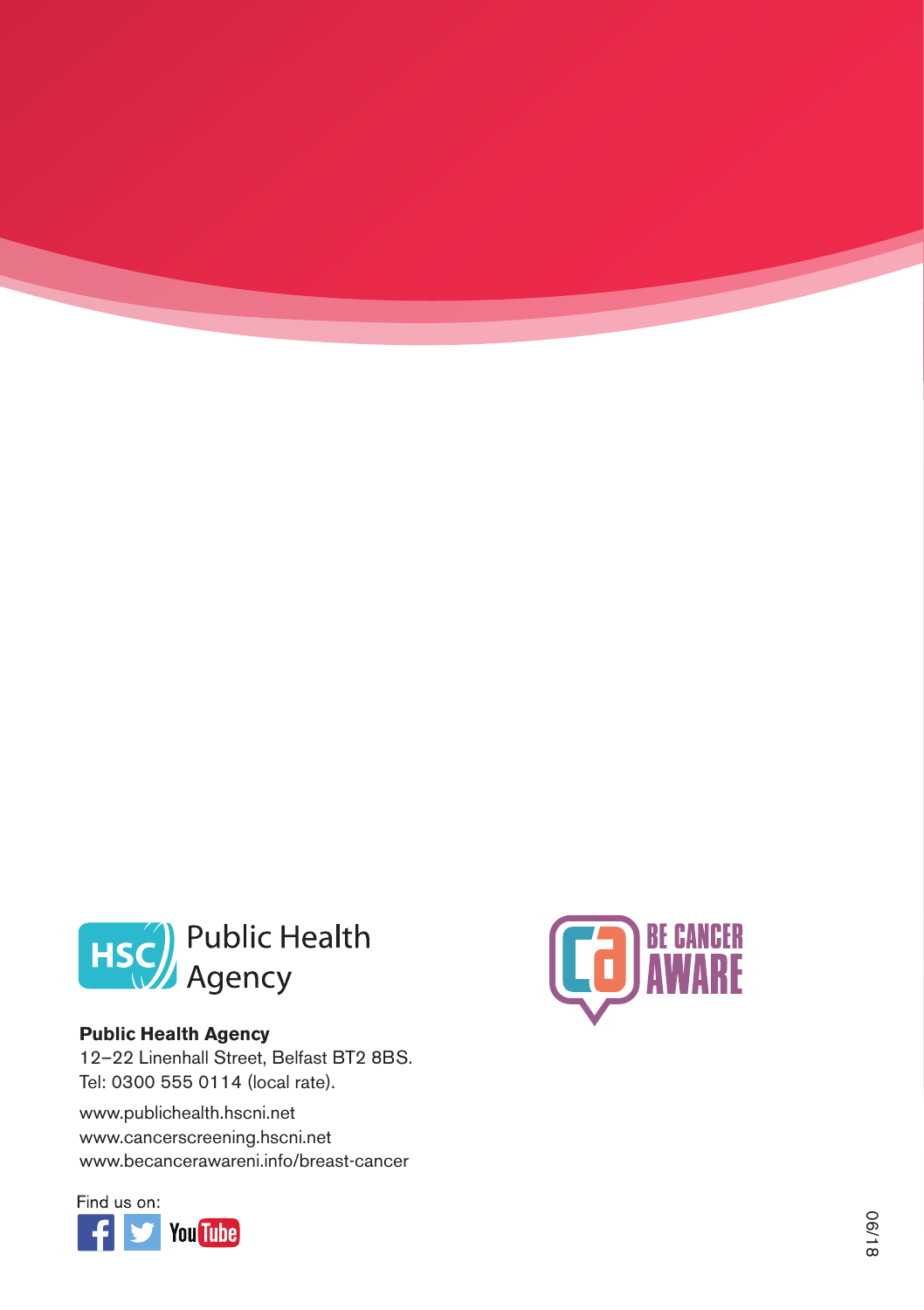HSC Public Health Agency

**Public Health Agency**
12–22 Linenhall Street, Belfast BT2 8BS.
Tel: 0300 555 0114 (local rate).

www.publichealth.hscni.net
www.cancerscreening.hscni.net
www.becancerawareni.info/breast-cancer

Find us on:

BE CANCER AWARE

06/18